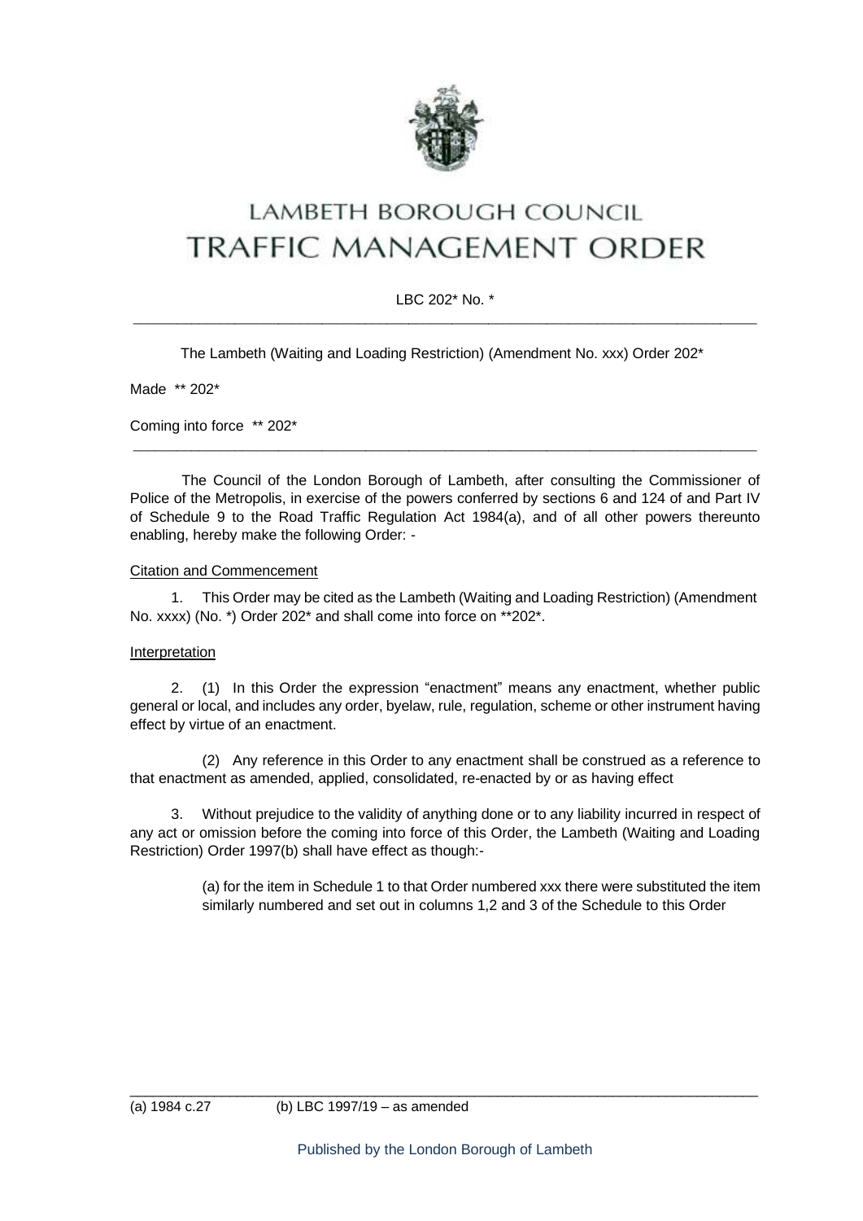# LAMBETH BOROUGH COUNCIL
# TRAFFIC MANAGEMENT ORDER

LBC 202* No. *

---

The Lambeth (Waiting and Loading Restriction) (Amendment No. xxx) Order 202*

Made ** 202*

Coming into force ** 202*

---

The Council of the London Borough of Lambeth, after consulting the Commissioner of Police of the Metropolis, in exercise of the powers conferred by sections 6 and 124 of and Part IV of Schedule 9 to the Road Traffic Regulation Act 1984(a), and of all other powers thereunto enabling, hereby make the following Order: -

Citation and Commencement

1. This Order may be cited as the Lambeth (Waiting and Loading Restriction) (Amendment No. xxxx) (No. *) Order 202* and shall come into force on **202*.

Interpretation

2. (1) In this Order the expression "enactment" means any enactment, whether public general or local, and includes any order, byelaw, rule, regulation, scheme or other instrument having effect by virtue of an enactment.

(2) Any reference in this Order to any enactment shall be construed as a reference to that enactment as amended, applied, consolidated, re-enacted by or as having effect

3. Without prejudice to the validity of anything done or to any liability incurred in respect of any act or omission before the coming into force of this Order, the Lambeth (Waiting and Loading Restriction) Order 1997(b) shall have effect as though:-

(a) for the item in Schedule 1 to that Order numbered xxx there were substituted the item similarly numbered and set out in columns 1,2 and 3 of the Schedule to this Order

---

(a) 1984 c.27 (b) LBC 1997/19 – as amended

Published by the London Borough of Lambeth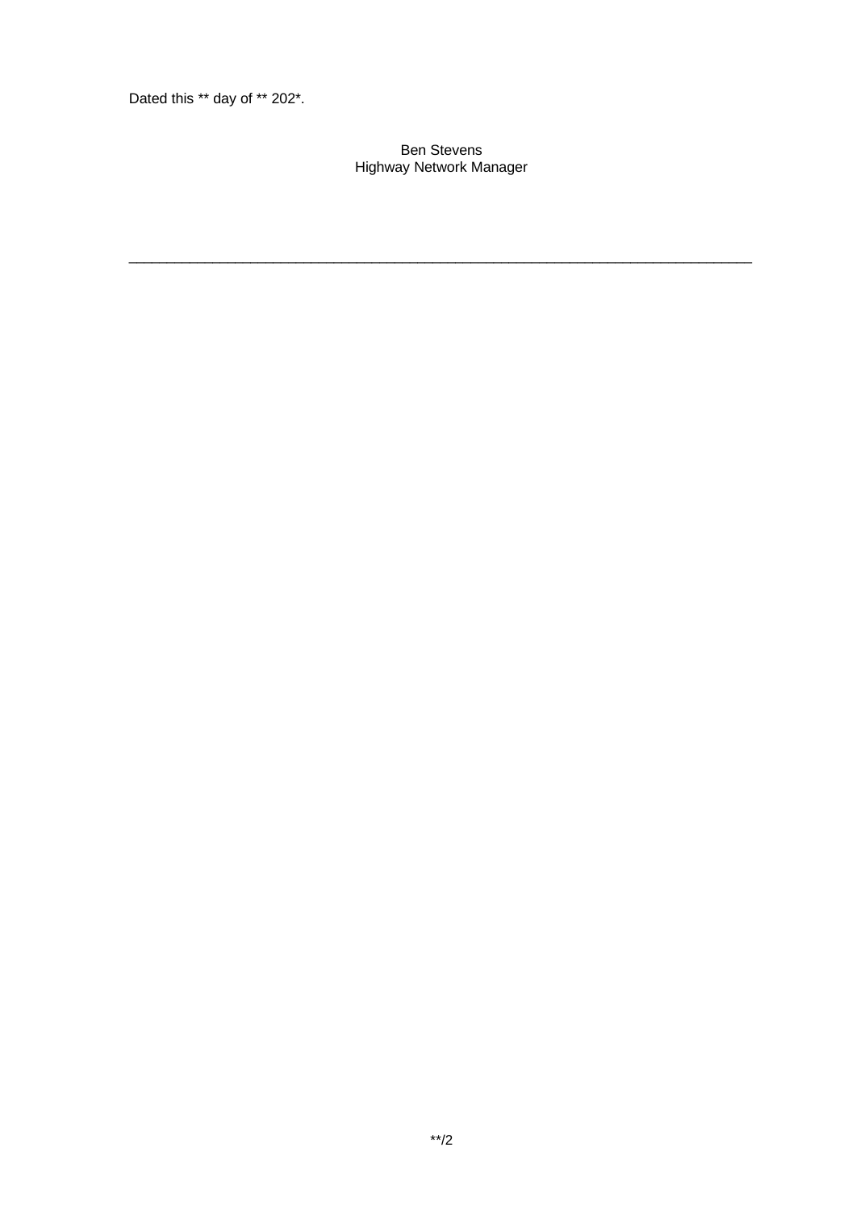Dated this ** day of ** 202*.

Ben Stevens
Highway Network Manager

---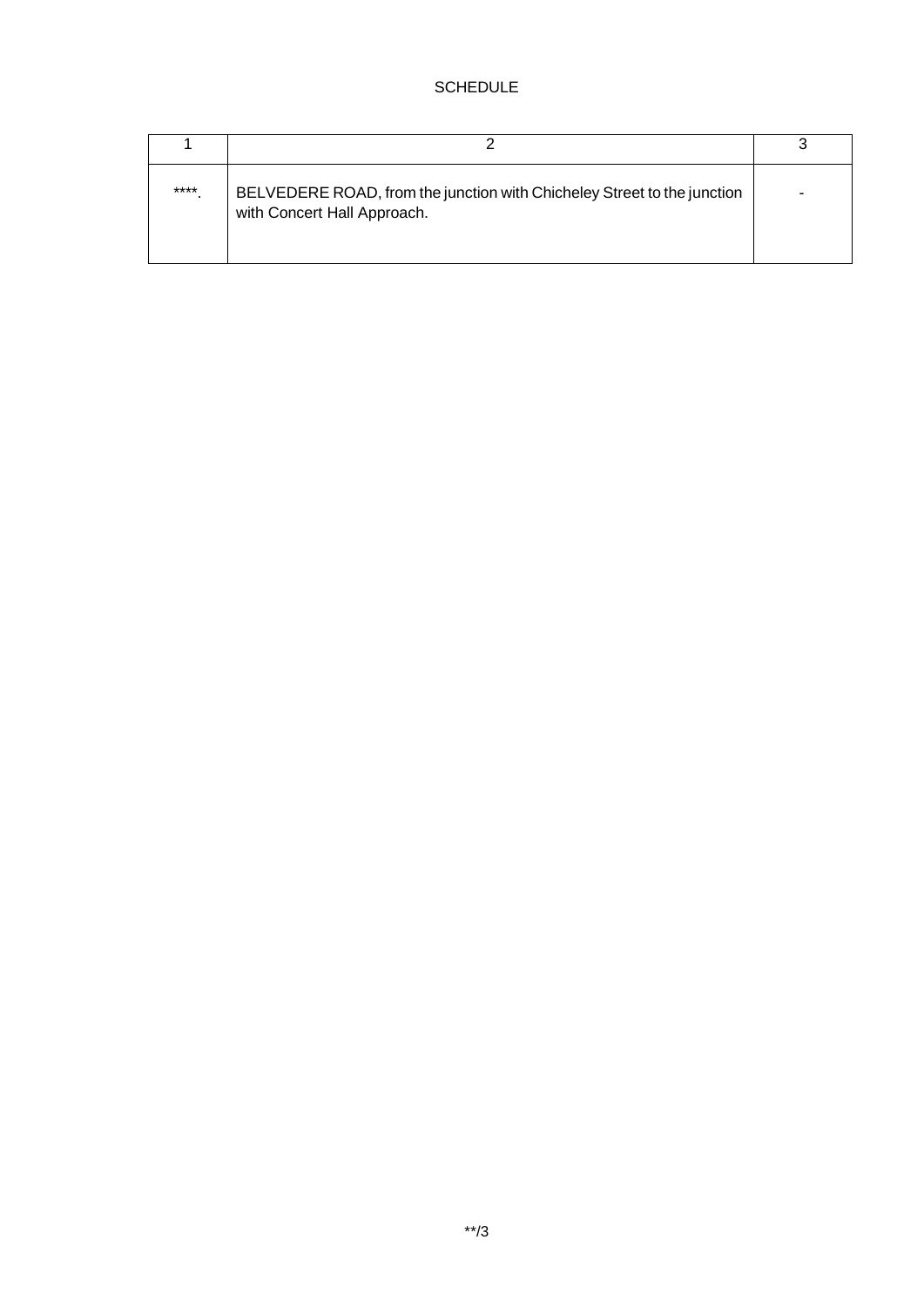SCHEDULE

| 1 | 2 | 3 |
|---|---|---|
| ****. | BELVEDERE ROAD, from the junction with Chicheley Street to the junction with Concert Hall Approach. | - |

**/3